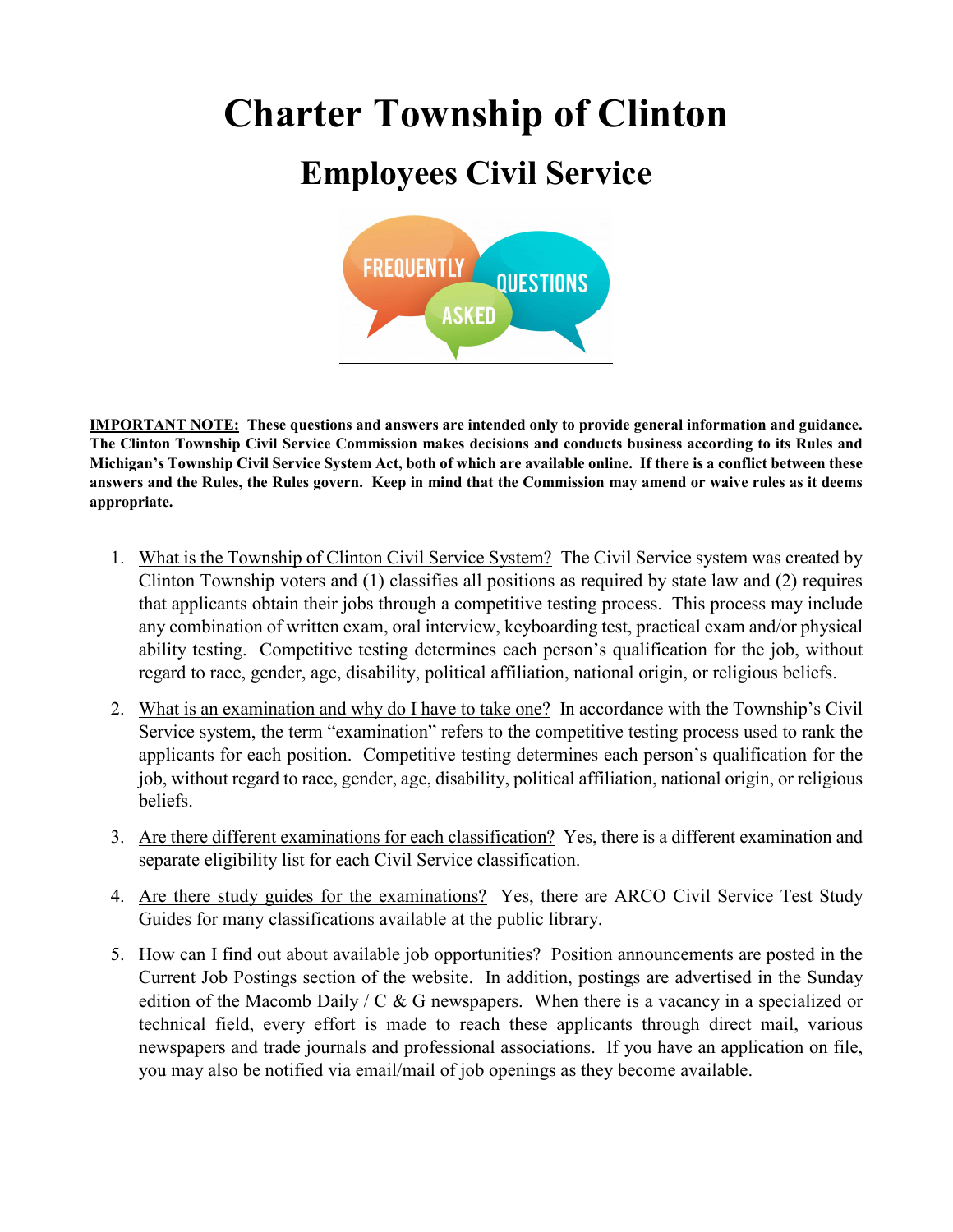# Charter Township of Clinton

## Employees Civil Service

**<u>IMPORTANT NOTE:</u> These questions and answers are intended only to provide general information and guidance. The Clinton Township Civil Service Commission makes decisions and conducts business according to its Rules and Michigan's Township Civil Service System Act, both of which are available online. If there is a conflict between these answers and the Rules, the Rules govern. Keep in mind that the Commission may amend or waive rules as it deems appropriate.**

1. <u>What is the Township of Clinton Civil Service System?</u> The Civil Service system was created by Clinton Township voters and (1) classifies all positions as required by state law and (2) requires that applicants obtain their jobs through a competitive testing process. This process may include any combination of written exam, oral interview, keyboarding test, practical exam and/or physical ability testing. Competitive testing determines each person's qualification for the job, without regard to race, gender, age, disability, political affiliation, national origin, or religious beliefs.

2. <u>What is an examination and why do I have to take one?</u> In accordance with the Township's Civil Service system, the term "examination" refers to the competitive testing process used to rank the applicants for each position. Competitive testing determines each person's qualification for the job, without regard to race, gender, age, disability, political affiliation, national origin, or religious beliefs.

3. <u>Are there different examinations for each classification?</u> Yes, there is a different examination and separate eligibility list for each Civil Service classification.

4. <u>Are there study guides for the examinations?</u> Yes, there are ARCO Civil Service Test Study Guides for many classifications available at the public library.

5. <u>How can I find out about available job opportunities?</u> Position announcements are posted in the Current Job Postings section of the website. In addition, postings are advertised in the Sunday edition of the Macomb Daily / C & G newspapers. When there is a vacancy in a specialized or technical field, every effort is made to reach these applicants through direct mail, various newspapers and trade journals and professional associations. If you have an application on file, you may also be notified via email/mail of job openings as they become available.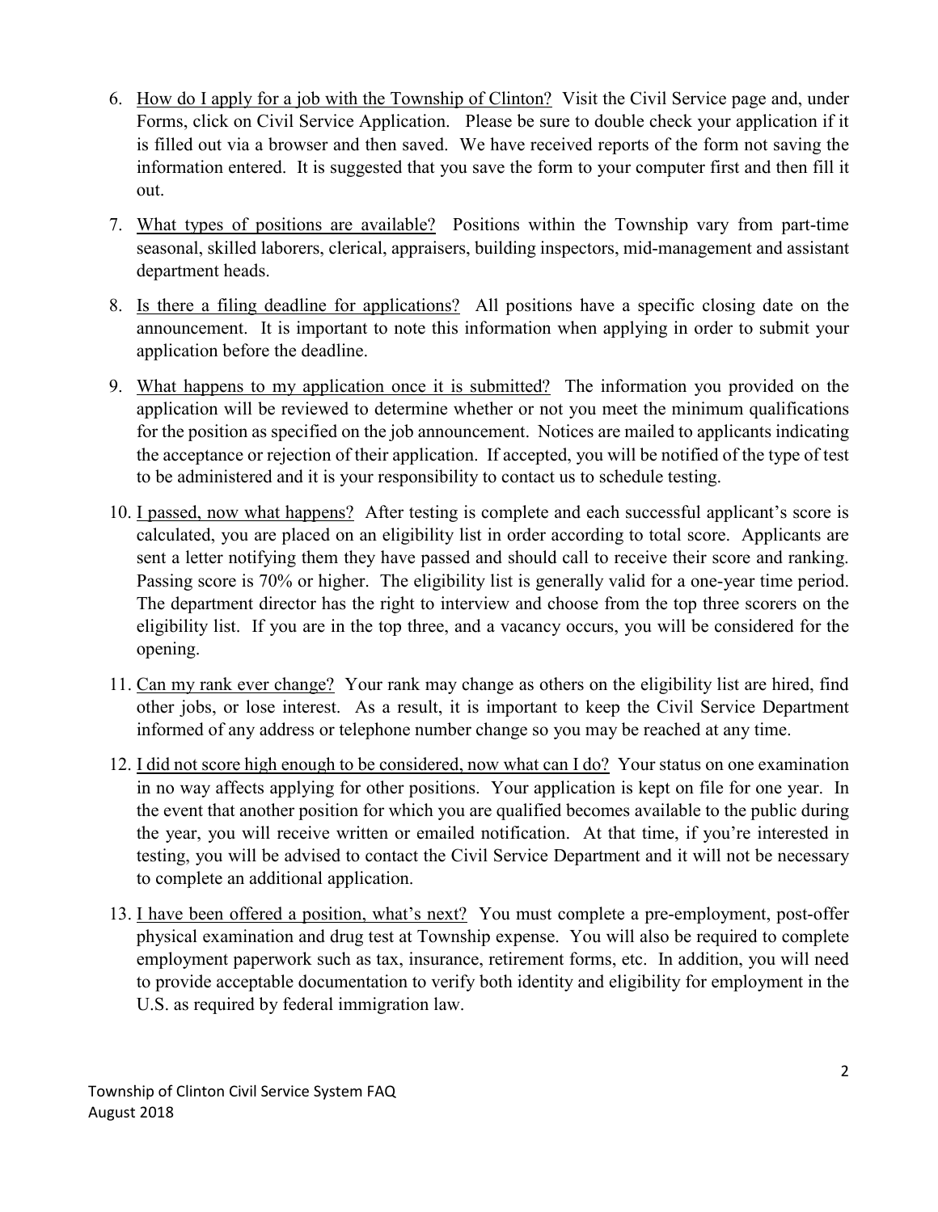6. How do I apply for a job with the Township of Clinton? Visit the Civil Service page and, under Forms, click on Civil Service Application. Please be sure to double check your application if it is filled out via a browser and then saved. We have received reports of the form not saving the information entered. It is suggested that you save the form to your computer first and then fill it out.

7. What types of positions are available? Positions within the Township vary from part-time seasonal, skilled laborers, clerical, appraisers, building inspectors, mid-management and assistant department heads.

8. Is there a filing deadline for applications? All positions have a specific closing date on the announcement. It is important to note this information when applying in order to submit your application before the deadline.

9. What happens to my application once it is submitted? The information you provided on the application will be reviewed to determine whether or not you meet the minimum qualifications for the position as specified on the job announcement. Notices are mailed to applicants indicating the acceptance or rejection of their application. If accepted, you will be notified of the type of test to be administered and it is your responsibility to contact us to schedule testing.

10. I passed, now what happens? After testing is complete and each successful applicant's score is calculated, you are placed on an eligibility list in order according to total score. Applicants are sent a letter notifying them they have passed and should call to receive their score and ranking. Passing score is 70% or higher. The eligibility list is generally valid for a one-year time period. The department director has the right to interview and choose from the top three scorers on the eligibility list. If you are in the top three, and a vacancy occurs, you will be considered for the opening.

11. Can my rank ever change? Your rank may change as others on the eligibility list are hired, find other jobs, or lose interest. As a result, it is important to keep the Civil Service Department informed of any address or telephone number change so you may be reached at any time.

12. I did not score high enough to be considered, now what can I do? Your status on one examination in no way affects applying for other positions. Your application is kept on file for one year. In the event that another position for which you are qualified becomes available to the public during the year, you will receive written or emailed notification. At that time, if you're interested in testing, you will be advised to contact the Civil Service Department and it will not be necessary to complete an additional application.

13. I have been offered a position, what's next? You must complete a pre-employment, post-offer physical examination and drug test at Township expense. You will also be required to complete employment paperwork such as tax, insurance, retirement forms, etc. In addition, you will need to provide acceptable documentation to verify both identity and eligibility for employment in the U.S. as required by federal immigration law.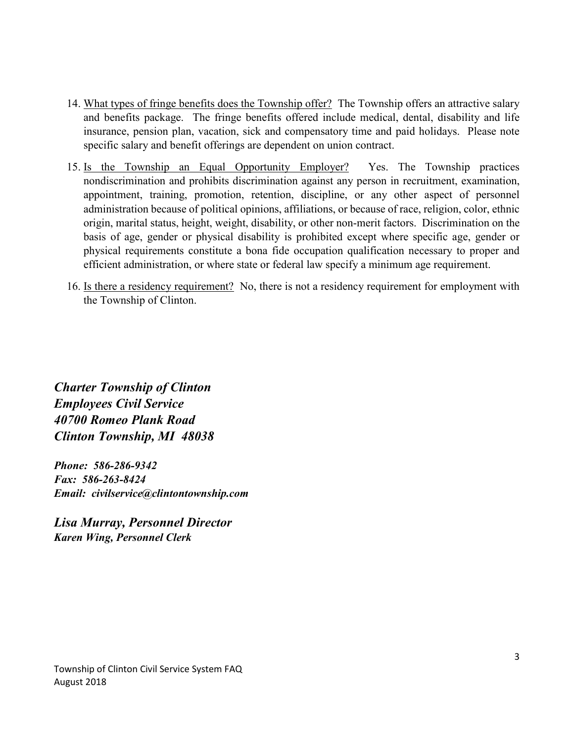14. <u>What types of fringe benefits does the Township offer?</u> The Township offers an attractive salary and benefits package. The fringe benefits offered include medical, dental, disability and life insurance, pension plan, vacation, sick and compensatory time and paid holidays. Please note specific salary and benefit offerings are dependent on union contract.

15. <u>Is the Township an Equal Opportunity Employer?</u> Yes. The Township practices nondiscrimination and prohibits discrimination against any person in recruitment, examination, appointment, training, promotion, retention, discipline, or any other aspect of personnel administration because of political opinions, affiliations, or because of race, religion, color, ethnic origin, marital status, height, weight, disability, or other non-merit factors. Discrimination on the basis of age, gender or physical disability is prohibited except where specific age, gender or physical requirements constitute a bona fide occupation qualification necessary to proper and efficient administration, or where state or federal law specify a minimum age requirement.

16. <u>Is there a residency requirement?</u> No, there is not a residency requirement for employment with the Township of Clinton.

***Charter Township of Clinton***
***Employees Civil Service***
***40700 Romeo Plank Road***
***Clinton Township, MI 48038***

***Phone: 586-286-9342***
***Fax: 586-263-8424***
***Email: civilservice@clintontownship.com***

***Lisa Murray, Personnel Director***
***Karen Wing, Personnel Clerk***